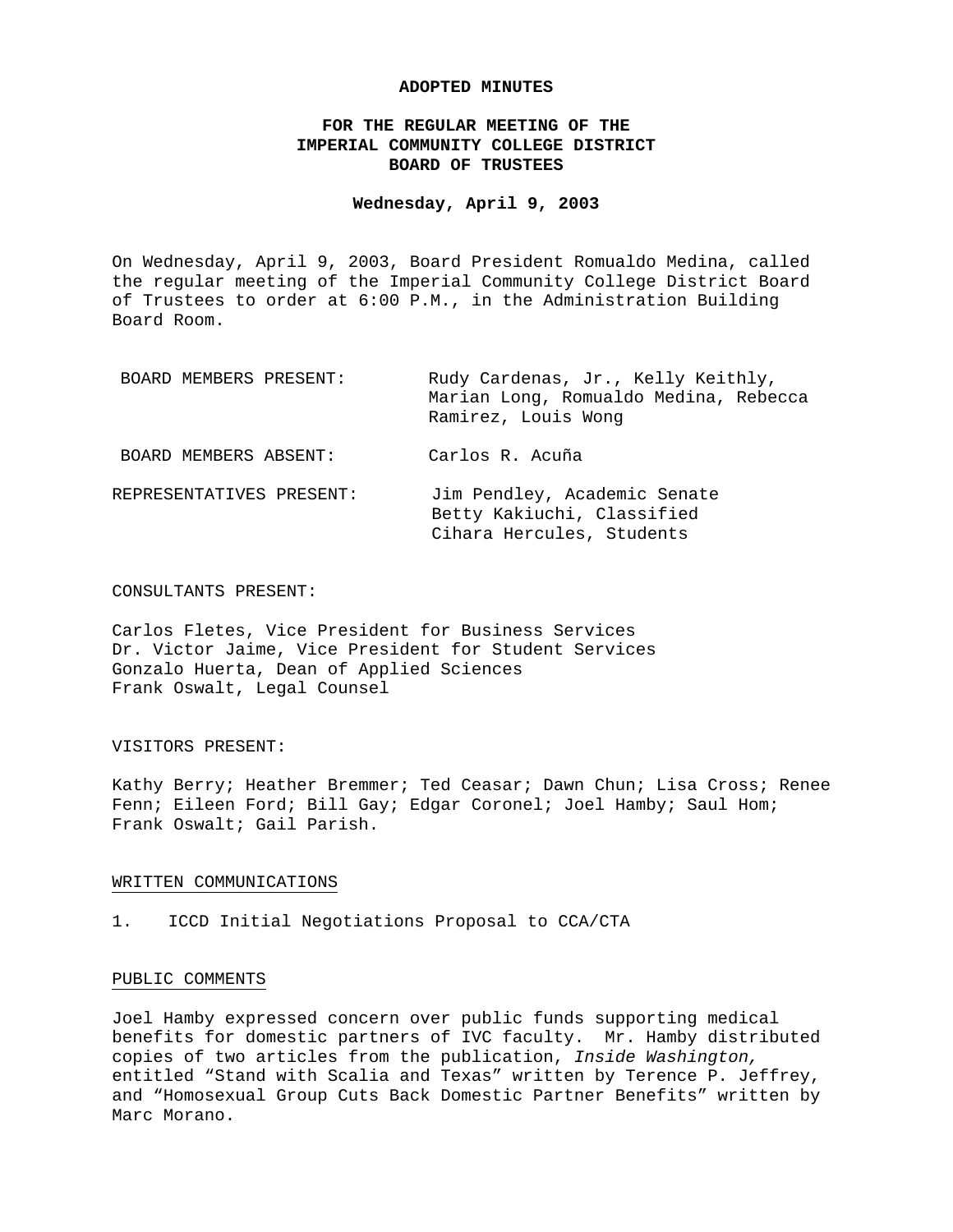# ADOPTED MINUTES

## FOR THE REGULAR MEETING OF THE IMPERIAL COMMUNITY COLLEGE DISTRICT BOARD OF TRUSTEES

**Wednesday, April 9, 2003**

On Wednesday, April 9, 2003, Board President Romualdo Medina, called the regular meeting of the Imperial Community College District Board of Trustees to order at 6:00 P.M., in the Administration Building Board Room.

| | |
|---|---|
| BOARD MEMBERS PRESENT: | Rudy Cardenas, Jr., Kelly Keithly, Marian Long, Romualdo Medina, Rebecca Ramirez, Louis Wong |
| BOARD MEMBERS ABSENT: | Carlos R. Acuña |
| REPRESENTATIVES PRESENT: | Jim Pendley, Academic Senate<br>Betty Kakiuchi, Classified<br>Cihara Hercules, Students |

CONSULTANTS PRESENT:

Carlos Fletes, Vice President for Business Services
Dr. Victor Jaime, Vice President for Student Services
Gonzalo Huerta, Dean of Applied Sciences
Frank Oswalt, Legal Counsel

VISITORS PRESENT:

Kathy Berry; Heather Bremmer; Ted Ceasar; Dawn Chun; Lisa Cross; Renee Fenn; Eileen Ford; Bill Gay; Edgar Coronel; Joel Hamby; Saul Hom; Frank Oswalt; Gail Parish.

WRITTEN COMMUNICATIONS

1. ICCD Initial Negotiations Proposal to CCA/CTA

PUBLIC COMMENTS

Joel Hamby expressed concern over public funds supporting medical benefits for domestic partners of IVC faculty. Mr. Hamby distributed copies of two articles from the publication, *Inside Washington,* entitled “Stand with Scalia and Texas” written by Terence P. Jeffrey, and “Homosexual Group Cuts Back Domestic Partner Benefits” written by Marc Morano.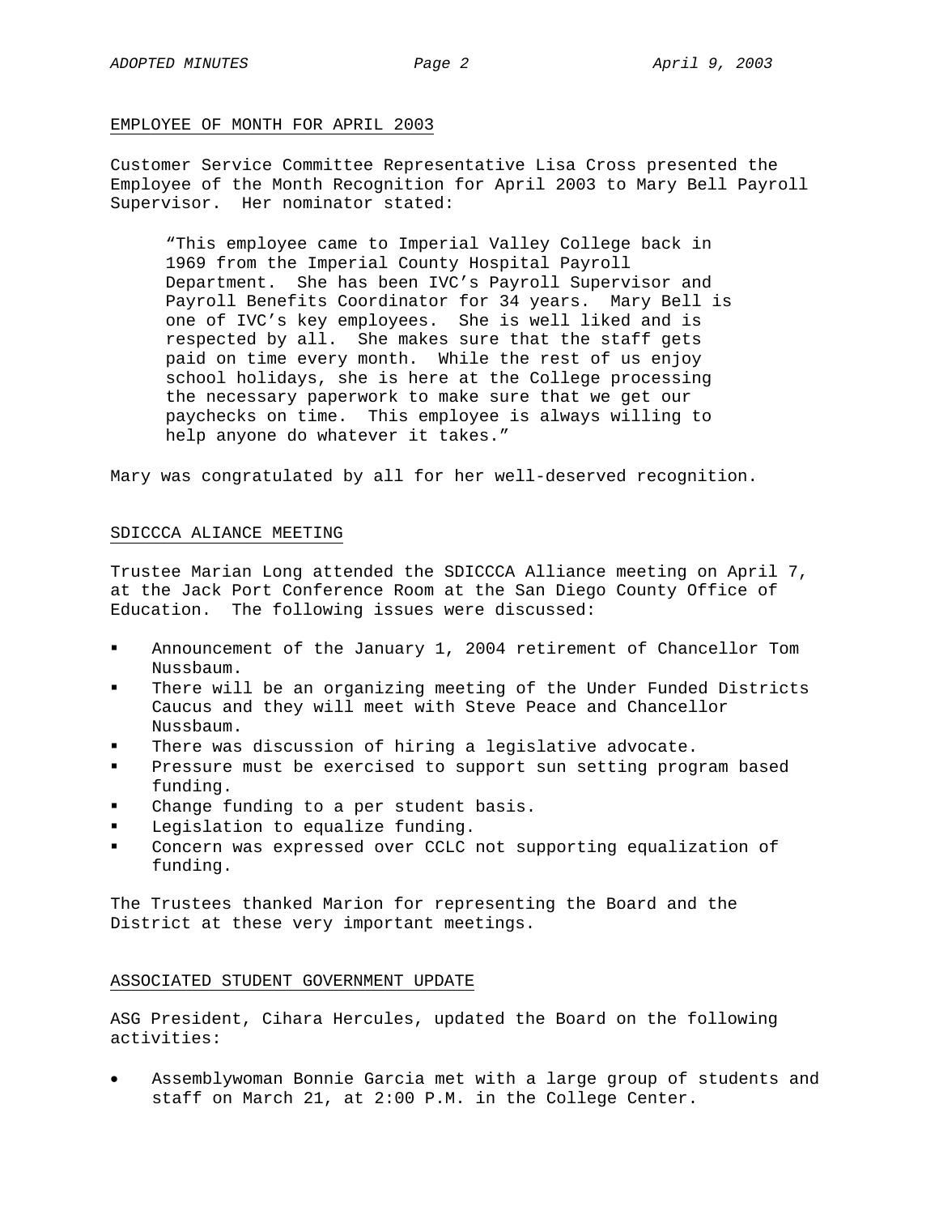## EMPLOYEE OF MONTH FOR APRIL 2003

Customer Service Committee Representative Lisa Cross presented the Employee of the Month Recognition for April 2003 to Mary Bell Payroll Supervisor. Her nominator stated:

> "This employee came to Imperial Valley College back in 1969 from the Imperial County Hospital Payroll Department. She has been IVC's Payroll Supervisor and Payroll Benefits Coordinator for 34 years. Mary Bell is one of IVC's key employees. She is well liked and is respected by all. She makes sure that the staff gets paid on time every month. While the rest of us enjoy school holidays, she is here at the College processing the necessary paperwork to make sure that we get our paychecks on time. This employee is always willing to help anyone do whatever it takes."

Mary was congratulated by all for her well-deserved recognition.

## SDICCCA ALIANCE MEETING

Trustee Marian Long attended the SDICCCA Alliance meeting on April 7, at the Jack Port Conference Room at the San Diego County Office of Education. The following issues were discussed:

- Announcement of the January 1, 2004 retirement of Chancellor Tom Nussbaum.
- There will be an organizing meeting of the Under Funded Districts Caucus and they will meet with Steve Peace and Chancellor Nussbaum.
- There was discussion of hiring a legislative advocate.
- Pressure must be exercised to support sun setting program based funding.
- Change funding to a per student basis.
- Legislation to equalize funding.
- Concern was expressed over CCLC not supporting equalization of funding.

The Trustees thanked Marion for representing the Board and the District at these very important meetings.

## ASSOCIATED STUDENT GOVERNMENT UPDATE

ASG President, Cihara Hercules, updated the Board on the following activities:

- Assemblywoman Bonnie Garcia met with a large group of students and staff on March 21, at 2:00 P.M. in the College Center.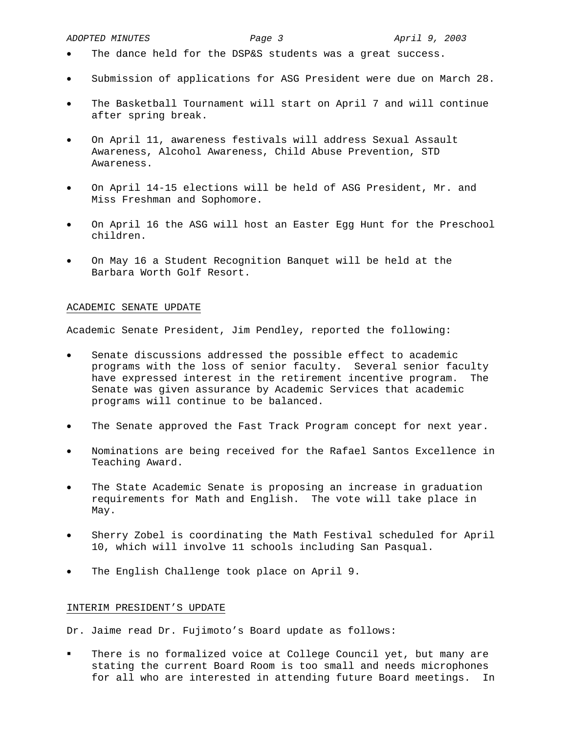- The dance held for the DSP&S students was a great success.
- Submission of applications for ASG President were due on March 28.
- The Basketball Tournament will start on April 7 and will continue after spring break.
- On April 11, awareness festivals will address Sexual Assault Awareness, Alcohol Awareness, Child Abuse Prevention, STD Awareness.
- On April 14-15 elections will be held of ASG President, Mr. and Miss Freshman and Sophomore.
- On April 16 the ASG will host an Easter Egg Hunt for the Preschool children.
- On May 16 a Student Recognition Banquet will be held at the Barbara Worth Golf Resort.

## ACADEMIC SENATE UPDATE

Academic Senate President, Jim Pendley, reported the following:

- Senate discussions addressed the possible effect to academic programs with the loss of senior faculty. Several senior faculty have expressed interest in the retirement incentive program. The Senate was given assurance by Academic Services that academic programs will continue to be balanced.
- The Senate approved the Fast Track Program concept for next year.
- Nominations are being received for the Rafael Santos Excellence in Teaching Award.
- The State Academic Senate is proposing an increase in graduation requirements for Math and English. The vote will take place in May.
- Sherry Zobel is coordinating the Math Festival scheduled for April 10, which will involve 11 schools including San Pasqual.
- The English Challenge took place on April 9.

## INTERIM PRESIDENT'S UPDATE

Dr. Jaime read Dr. Fujimoto's Board update as follows:

- There is no formalized voice at College Council yet, but many are stating the current Board Room is too small and needs microphones for all who are interested in attending future Board meetings. In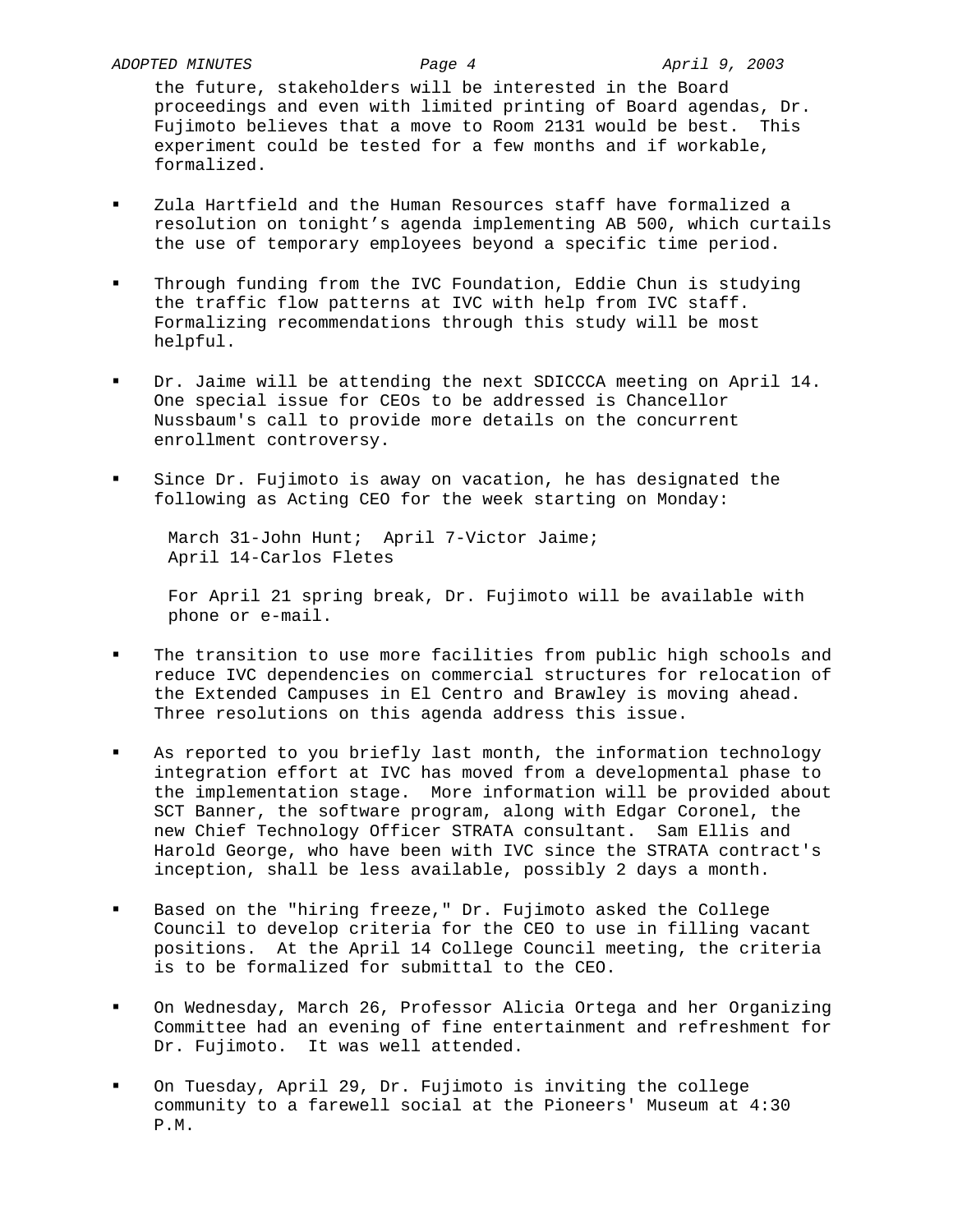the future, stakeholders will be interested in the Board proceedings and even with limited printing of Board agendas, Dr. Fujimoto believes that a move to Room 2131 would be best. This experiment could be tested for a few months and if workable, formalized.

- Zula Hartfield and the Human Resources staff have formalized a resolution on tonight's agenda implementing AB 500, which curtails the use of temporary employees beyond a specific time period.

- Through funding from the IVC Foundation, Eddie Chun is studying the traffic flow patterns at IVC with help from IVC staff. Formalizing recommendations through this study will be most helpful.

- Dr. Jaime will be attending the next SDICCCA meeting on April 14. One special issue for CEOs to be addressed is Chancellor Nussbaum's call to provide more details on the concurrent enrollment controversy.

- Since Dr. Fujimoto is away on vacation, he has designated the following as Acting CEO for the week starting on Monday:

  March 31-John Hunt; April 7-Victor Jaime;
  April 14-Carlos Fletes

  For April 21 spring break, Dr. Fujimoto will be available with phone or e-mail.

- The transition to use more facilities from public high schools and reduce IVC dependencies on commercial structures for relocation of the Extended Campuses in El Centro and Brawley is moving ahead. Three resolutions on this agenda address this issue.

- As reported to you briefly last month, the information technology integration effort at IVC has moved from a developmental phase to the implementation stage. More information will be provided about SCT Banner, the software program, along with Edgar Coronel, the new Chief Technology Officer STRATA consultant. Sam Ellis and Harold George, who have been with IVC since the STRATA contract's inception, shall be less available, possibly 2 days a month.

- Based on the "hiring freeze," Dr. Fujimoto asked the College Council to develop criteria for the CEO to use in filling vacant positions. At the April 14 College Council meeting, the criteria is to be formalized for submittal to the CEO.

- On Wednesday, March 26, Professor Alicia Ortega and her Organizing Committee had an evening of fine entertainment and refreshment for Dr. Fujimoto. It was well attended.

- On Tuesday, April 29, Dr. Fujimoto is inviting the college community to a farewell social at the Pioneers' Museum at 4:30 P.M.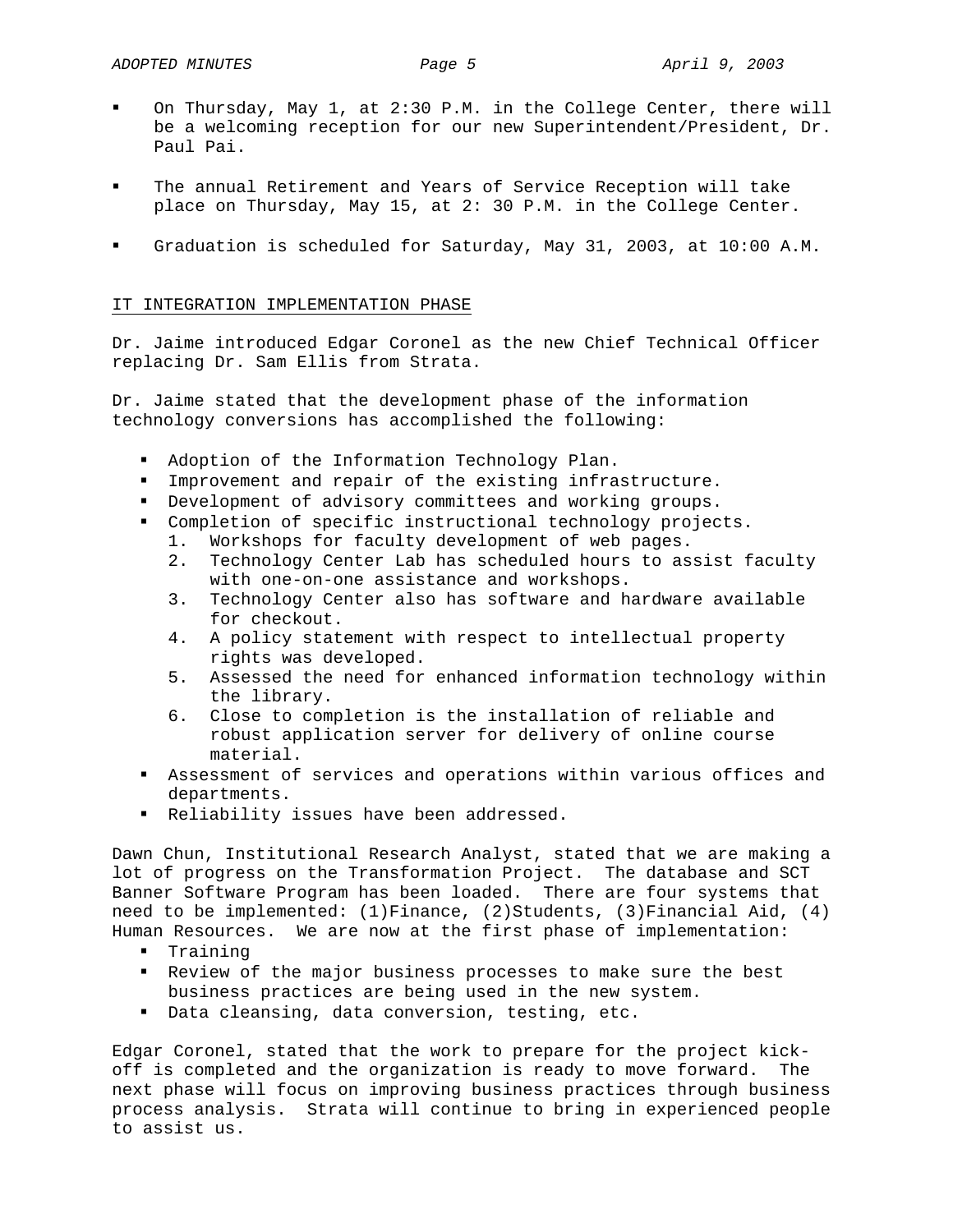- On Thursday, May 1, at 2:30 P.M. in the College Center, there will be a welcoming reception for our new Superintendent/President, Dr. Paul Pai.

- The annual Retirement and Years of Service Reception will take place on Thursday, May 15, at 2: 30 P.M. in the College Center.

- Graduation is scheduled for Saturday, May 31, 2003, at 10:00 A.M.

## IT INTEGRATION IMPLEMENTATION PHASE

Dr. Jaime introduced Edgar Coronel as the new Chief Technical Officer replacing Dr. Sam Ellis from Strata.

Dr. Jaime stated that the development phase of the information technology conversions has accomplished the following:

- Adoption of the Information Technology Plan.
- Improvement and repair of the existing infrastructure.
- Development of advisory committees and working groups.
- Completion of specific instructional technology projects.
  1. Workshops for faculty development of web pages.
  2. Technology Center Lab has scheduled hours to assist faculty with one-on-one assistance and workshops.
  3. Technology Center also has software and hardware available for checkout.
  4. A policy statement with respect to intellectual property rights was developed.
  5. Assessed the need for enhanced information technology within the library.
  6. Close to completion is the installation of reliable and robust application server for delivery of online course material.
- Assessment of services and operations within various offices and departments.
- Reliability issues have been addressed.

Dawn Chun, Institutional Research Analyst, stated that we are making a lot of progress on the Transformation Project. The database and SCT Banner Software Program has been loaded. There are four systems that need to be implemented: (1)Finance, (2)Students, (3)Financial Aid, (4) Human Resources. We are now at the first phase of implementation:

- Training
- Review of the major business processes to make sure the best business practices are being used in the new system.
- Data cleansing, data conversion, testing, etc.

Edgar Coronel, stated that the work to prepare for the project kick-off is completed and the organization is ready to move forward. The next phase will focus on improving business practices through business process analysis. Strata will continue to bring in experienced people to assist us.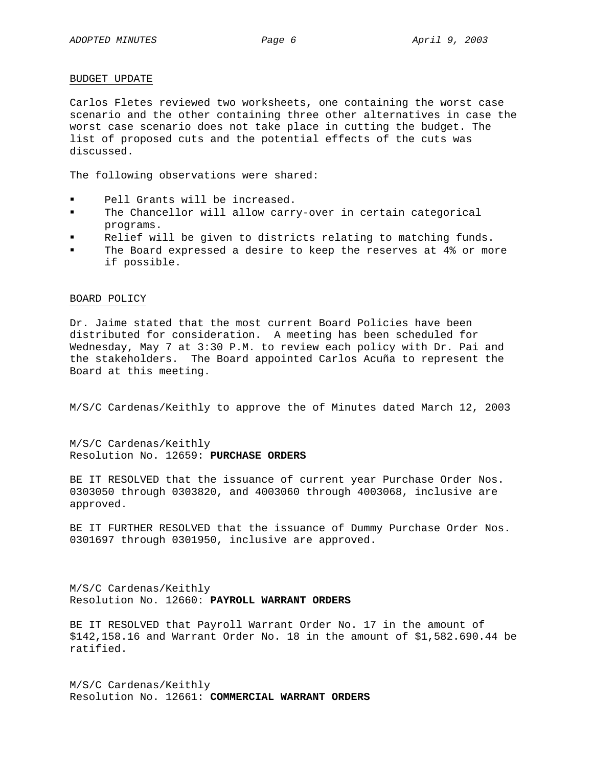BUDGET UPDATE

Carlos Fletes reviewed two worksheets, one containing the worst case scenario and the other containing three other alternatives in case the worst case scenario does not take place in cutting the budget. The list of proposed cuts and the potential effects of the cuts was discussed.

The following observations were shared:

- Pell Grants will be increased.
- The Chancellor will allow carry-over in certain categorical programs.
- Relief will be given to districts relating to matching funds.
- The Board expressed a desire to keep the reserves at 4% or more if possible.

BOARD POLICY

Dr. Jaime stated that the most current Board Policies have been distributed for consideration. A meeting has been scheduled for Wednesday, May 7 at 3:30 P.M. to review each policy with Dr. Pai and the stakeholders. The Board appointed Carlos Acuña to represent the Board at this meeting.

M/S/C Cardenas/Keithly to approve the of Minutes dated March 12, 2003

M/S/C Cardenas/Keithly
Resolution No. 12659: **PURCHASE ORDERS**

BE IT RESOLVED that the issuance of current year Purchase Order Nos. 0303050 through 0303820, and 4003060 through 4003068, inclusive are approved.

BE IT FURTHER RESOLVED that the issuance of Dummy Purchase Order Nos. 0301697 through 0301950, inclusive are approved.

M/S/C Cardenas/Keithly
Resolution No. 12660: **PAYROLL WARRANT ORDERS**

BE IT RESOLVED that Payroll Warrant Order No. 17 in the amount of $142,158.16 and Warrant Order No. 18 in the amount of $1,582.690.44 be ratified.

M/S/C Cardenas/Keithly
Resolution No. 12661: **COMMERCIAL WARRANT ORDERS**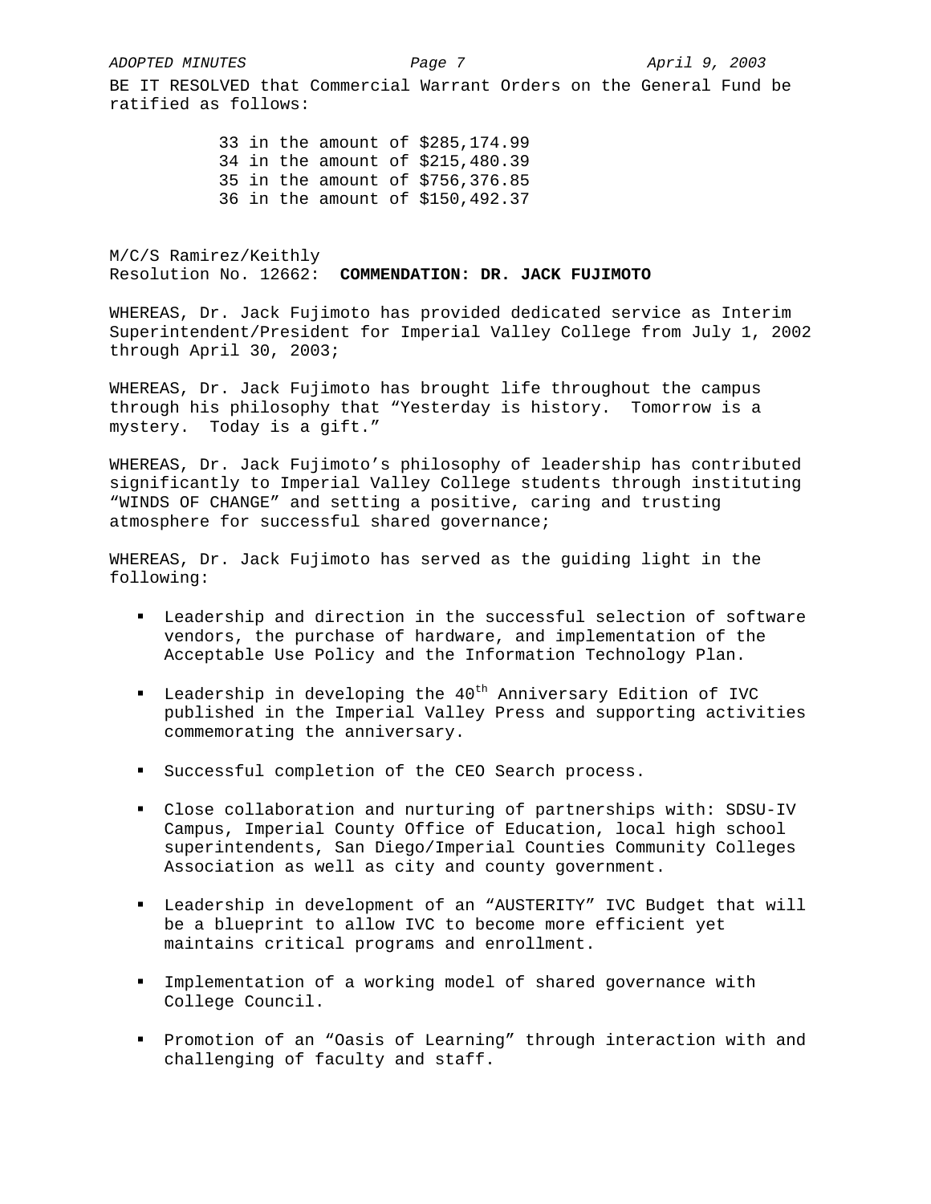BE IT RESOLVED that Commercial Warrant Orders on the General Fund be ratified as follows:

33 in the amount of $285,174.99
34 in the amount of $215,480.39
35 in the amount of $756,376.85
36 in the amount of $150,492.37

M/C/S Ramirez/Keithly
Resolution No. 12662: **COMMENDATION: DR. JACK FUJIMOTO**

WHEREAS, Dr. Jack Fujimoto has provided dedicated service as Interim Superintendent/President for Imperial Valley College from July 1, 2002 through April 30, 2003;

WHEREAS, Dr. Jack Fujimoto has brought life throughout the campus through his philosophy that "Yesterday is history. Tomorrow is a mystery. Today is a gift."

WHEREAS, Dr. Jack Fujimoto's philosophy of leadership has contributed significantly to Imperial Valley College students through instituting "WINDS OF CHANGE" and setting a positive, caring and trusting atmosphere for successful shared governance;

WHEREAS, Dr. Jack Fujimoto has served as the guiding light in the following:

- Leadership and direction in the successful selection of software vendors, the purchase of hardware, and implementation of the Acceptable Use Policy and the Information Technology Plan.
- Leadership in developing the 40th Anniversary Edition of IVC published in the Imperial Valley Press and supporting activities commemorating the anniversary.
- Successful completion of the CEO Search process.
- Close collaboration and nurturing of partnerships with: SDSU-IV Campus, Imperial County Office of Education, local high school superintendents, San Diego/Imperial Counties Community Colleges Association as well as city and county government.
- Leadership in development of an "AUSTERITY" IVC Budget that will be a blueprint to allow IVC to become more efficient yet maintains critical programs and enrollment.
- Implementation of a working model of shared governance with College Council.
- Promotion of an "Oasis of Learning" through interaction with and challenging of faculty and staff.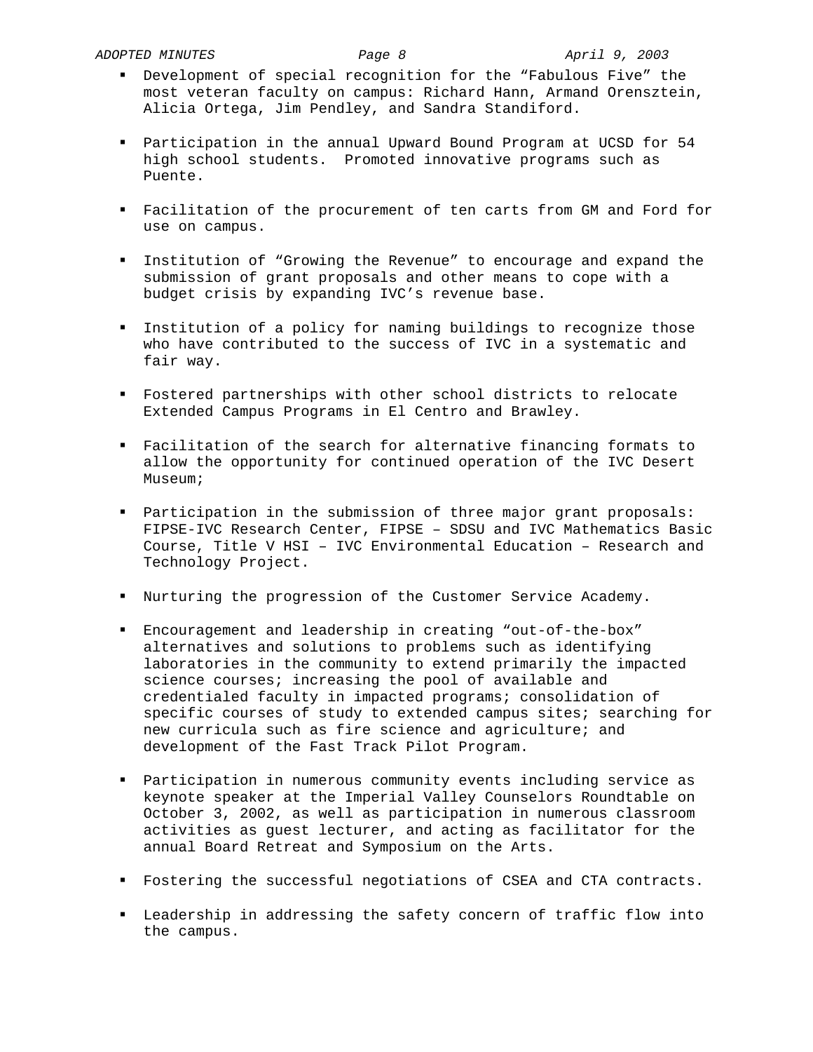- Development of special recognition for the "Fabulous Five" the most veteran faculty on campus: Richard Hann, Armand Orensztein, Alicia Ortega, Jim Pendley, and Sandra Standiford.

- Participation in the annual Upward Bound Program at UCSD for 54 high school students. Promoted innovative programs such as Puente.

- Facilitation of the procurement of ten carts from GM and Ford for use on campus.

- Institution of "Growing the Revenue" to encourage and expand the submission of grant proposals and other means to cope with a budget crisis by expanding IVC's revenue base.

- Institution of a policy for naming buildings to recognize those who have contributed to the success of IVC in a systematic and fair way.

- Fostered partnerships with other school districts to relocate Extended Campus Programs in El Centro and Brawley.

- Facilitation of the search for alternative financing formats to allow the opportunity for continued operation of the IVC Desert Museum;

- Participation in the submission of three major grant proposals: FIPSE-IVC Research Center, FIPSE – SDSU and IVC Mathematics Basic Course, Title V HSI – IVC Environmental Education – Research and Technology Project.

- Nurturing the progression of the Customer Service Academy.

- Encouragement and leadership in creating "out-of-the-box" alternatives and solutions to problems such as identifying laboratories in the community to extend primarily the impacted science courses; increasing the pool of available and credentialed faculty in impacted programs; consolidation of specific courses of study to extended campus sites; searching for new curricula such as fire science and agriculture; and development of the Fast Track Pilot Program.

- Participation in numerous community events including service as keynote speaker at the Imperial Valley Counselors Roundtable on October 3, 2002, as well as participation in numerous classroom activities as guest lecturer, and acting as facilitator for the annual Board Retreat and Symposium on the Arts.

- Fostering the successful negotiations of CSEA and CTA contracts.

- Leadership in addressing the safety concern of traffic flow into the campus.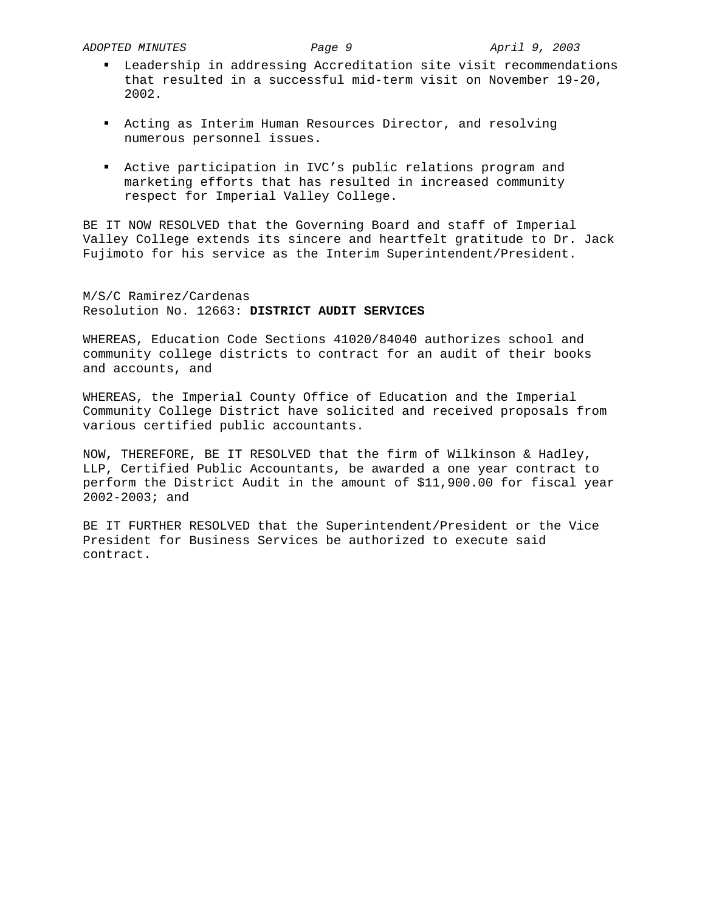- Leadership in addressing Accreditation site visit recommendations that resulted in a successful mid-term visit on November 19-20, 2002.

- Acting as Interim Human Resources Director, and resolving numerous personnel issues.

- Active participation in IVC's public relations program and marketing efforts that has resulted in increased community respect for Imperial Valley College.

BE IT NOW RESOLVED that the Governing Board and staff of Imperial Valley College extends its sincere and heartfelt gratitude to Dr. Jack Fujimoto for his service as the Interim Superintendent/President.

M/S/C Ramirez/Cardenas
Resolution No. 12663: **DISTRICT AUDIT SERVICES**

WHEREAS, Education Code Sections 41020/84040 authorizes school and community college districts to contract for an audit of their books and accounts, and

WHEREAS, the Imperial County Office of Education and the Imperial Community College District have solicited and received proposals from various certified public accountants.

NOW, THEREFORE, BE IT RESOLVED that the firm of Wilkinson & Hadley, LLP, Certified Public Accountants, be awarded a one year contract to perform the District Audit in the amount of $11,900.00 for fiscal year 2002-2003; and

BE IT FURTHER RESOLVED that the Superintendent/President or the Vice President for Business Services be authorized to execute said contract.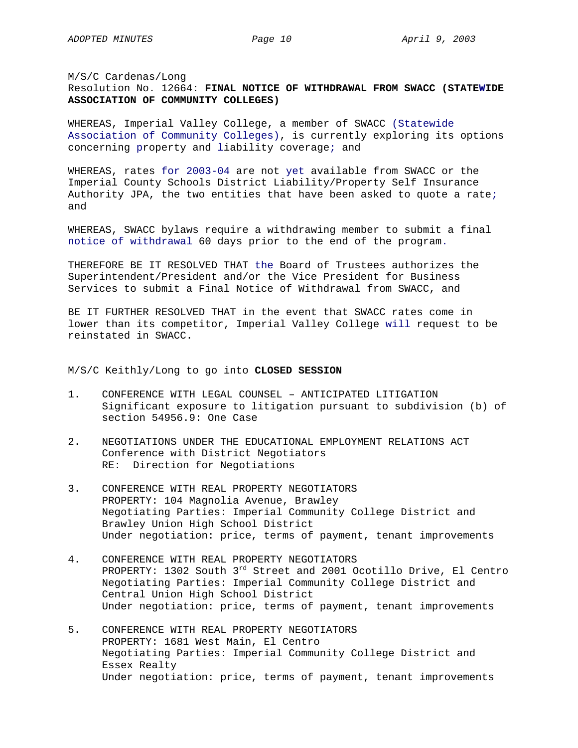M/S/C Cardenas/Long
Resolution No. 12664: **FINAL NOTICE OF WITHDRAWAL FROM SWACC (STATEWIDE ASSOCIATION OF COMMUNITY COLLEGES)**

WHEREAS, Imperial Valley College, a member of SWACC (Statewide Association of Community Colleges), is currently exploring its options concerning property and liability coverage; and

WHEREAS, rates for 2003-04 are not yet available from SWACC or the Imperial County Schools District Liability/Property Self Insurance Authority JPA, the two entities that have been asked to quote a rate; and

WHEREAS, SWACC bylaws require a withdrawing member to submit a final notice of withdrawal 60 days prior to the end of the program.

THEREFORE BE IT RESOLVED THAT the Board of Trustees authorizes the Superintendent/President and/or the Vice President for Business Services to submit a Final Notice of Withdrawal from SWACC, and

BE IT FURTHER RESOLVED THAT in the event that SWACC rates come in lower than its competitor, Imperial Valley College will request to be reinstated in SWACC.

M/S/C Keithly/Long to go into **CLOSED SESSION**

1. CONFERENCE WITH LEGAL COUNSEL – ANTICIPATED LITIGATION
   Significant exposure to litigation pursuant to subdivision (b) of section 54956.9: One Case

2. NEGOTIATIONS UNDER THE EDUCATIONAL EMPLOYMENT RELATIONS ACT
   Conference with District Negotiators
   RE: Direction for Negotiations

3. CONFERENCE WITH REAL PROPERTY NEGOTIATORS
   PROPERTY: 104 Magnolia Avenue, Brawley
   Negotiating Parties: Imperial Community College District and Brawley Union High School District
   Under negotiation: price, terms of payment, tenant improvements

4. CONFERENCE WITH REAL PROPERTY NEGOTIATORS
   PROPERTY: 1302 South 3rd Street and 2001 Ocotillo Drive, El Centro
   Negotiating Parties: Imperial Community College District and Central Union High School District
   Under negotiation: price, terms of payment, tenant improvements

5. CONFERENCE WITH REAL PROPERTY NEGOTIATORS
   PROPERTY: 1681 West Main, El Centro
   Negotiating Parties: Imperial Community College District and Essex Realty
   Under negotiation: price, terms of payment, tenant improvements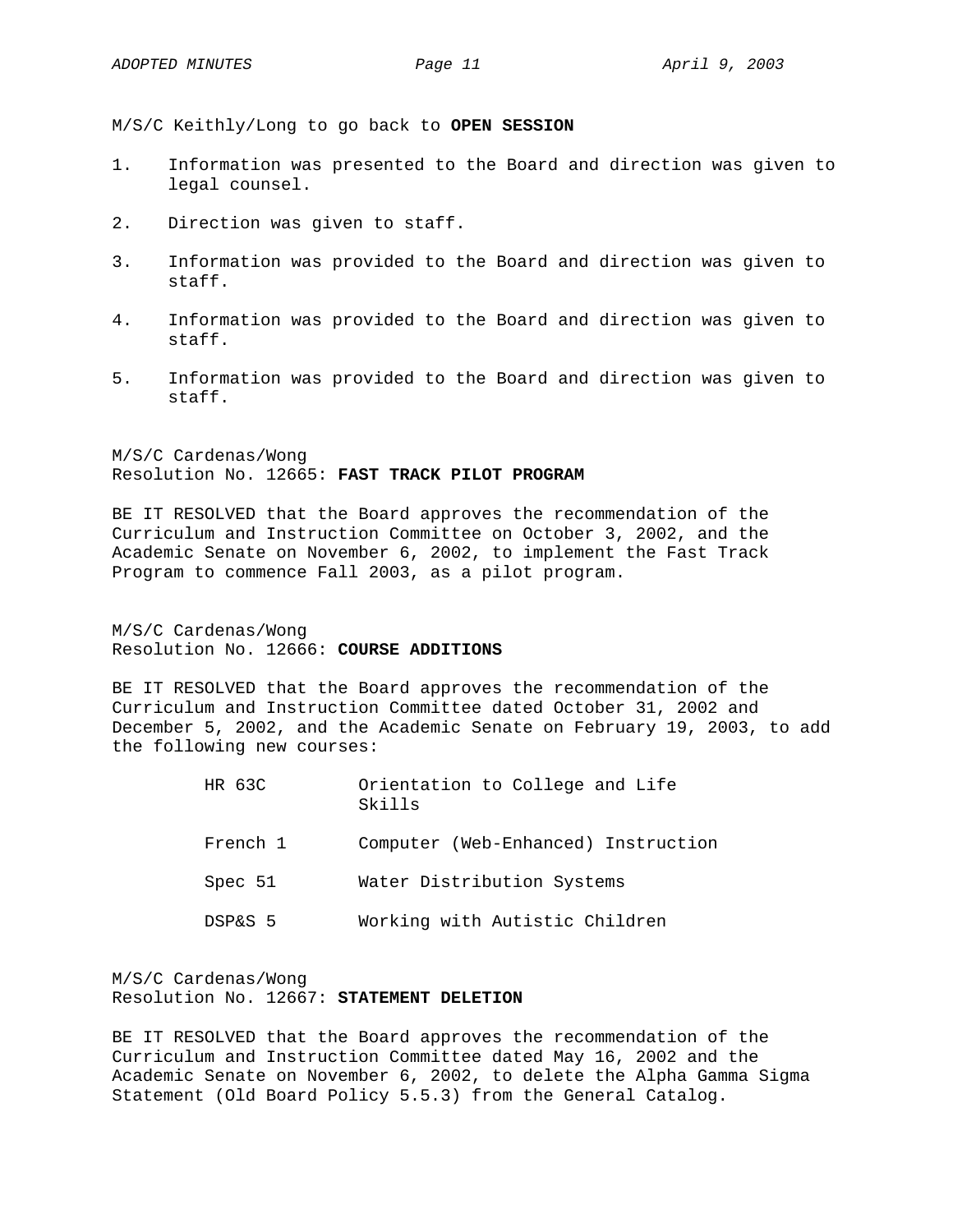M/S/C Keithly/Long to go back to **OPEN SESSION**

1. Information was presented to the Board and direction was given to legal counsel.

2. Direction was given to staff.

3. Information was provided to the Board and direction was given to staff.

4. Information was provided to the Board and direction was given to staff.

5. Information was provided to the Board and direction was given to staff.

M/S/C Cardenas/Wong
Resolution No. 12665: **FAST TRACK PILOT PROGRAM**

BE IT RESOLVED that the Board approves the recommendation of the Curriculum and Instruction Committee on October 3, 2002, and the Academic Senate on November 6, 2002, to implement the Fast Track Program to commence Fall 2003, as a pilot program.

M/S/C Cardenas/Wong
Resolution No. 12666: **COURSE ADDITIONS**

BE IT RESOLVED that the Board approves the recommendation of the Curriculum and Instruction Committee dated October 31, 2002 and December 5, 2002, and the Academic Senate on February 19, 2003, to add the following new courses:

| | |
|---|---|
| HR 63C | Orientation to College and Life Skills |
| French 1 | Computer (Web-Enhanced) Instruction |
| Spec 51 | Water Distribution Systems |
| DSP&S 5 | Working with Autistic Children |

M/S/C Cardenas/Wong
Resolution No. 12667: **STATEMENT DELETION**

BE IT RESOLVED that the Board approves the recommendation of the Curriculum and Instruction Committee dated May 16, 2002 and the Academic Senate on November 6, 2002, to delete the Alpha Gamma Sigma Statement (Old Board Policy 5.5.3) from the General Catalog.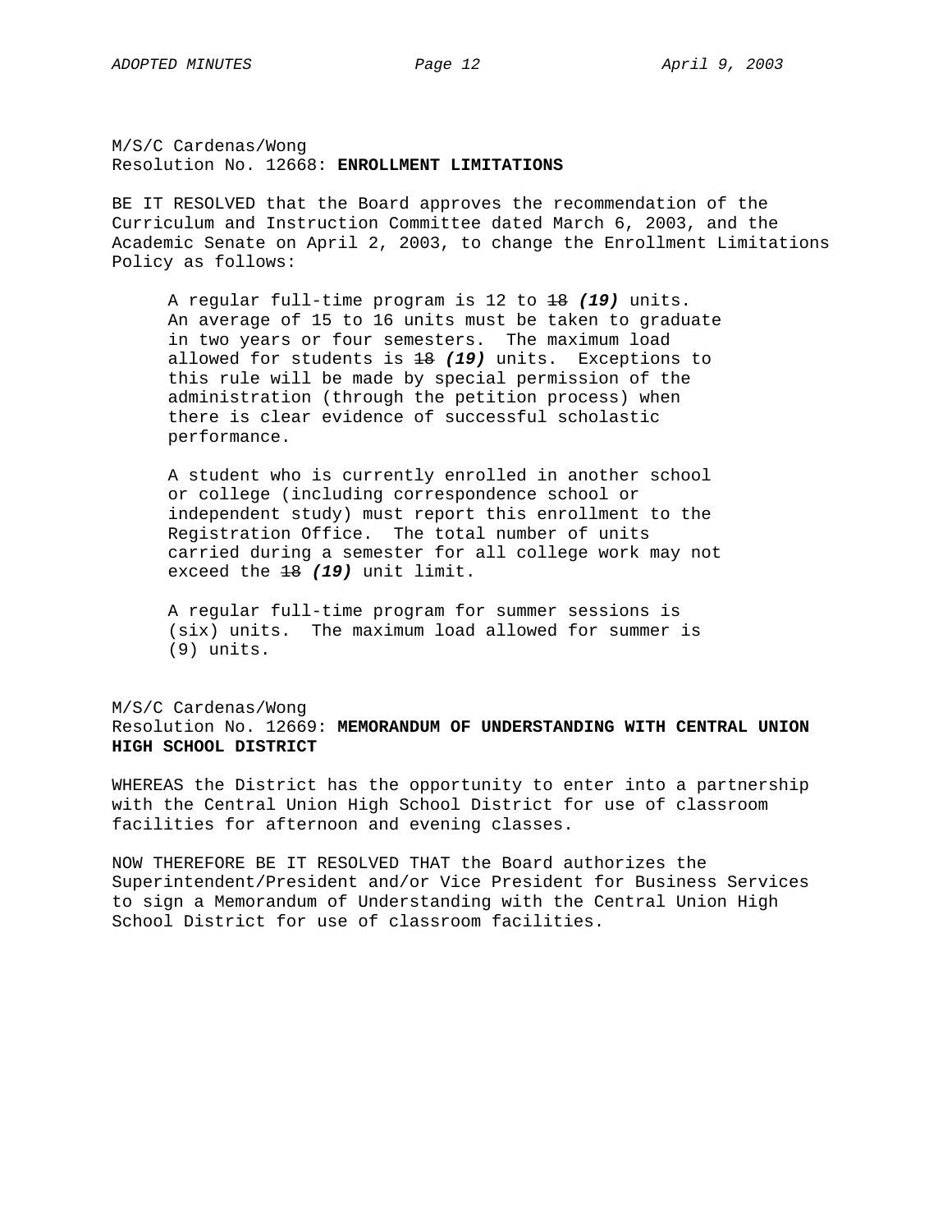M/S/C Cardenas/Wong
Resolution No. 12668: **ENROLLMENT LIMITATIONS**

BE IT RESOLVED that the Board approves the recommendation of the Curriculum and Instruction Committee dated March 6, 2003, and the Academic Senate on April 2, 2003, to change the Enrollment Limitations Policy as follows:

> A regular full-time program is 12 to ~~18~~ ***(19)*** units. An average of 15 to 16 units must be taken to graduate in two years or four semesters. The maximum load allowed for students is ~~18~~ ***(19)*** units. Exceptions to this rule will be made by special permission of the administration (through the petition process) when there is clear evidence of successful scholastic performance.
>
> A student who is currently enrolled in another school or college (including correspondence school or independent study) must report this enrollment to the Registration Office. The total number of units carried during a semester for all college work may not exceed the ~~18~~ ***(19)*** unit limit.
>
> A regular full-time program for summer sessions is (six) units. The maximum load allowed for summer is (9) units.

M/S/C Cardenas/Wong
Resolution No. 12669: **MEMORANDUM OF UNDERSTANDING WITH CENTRAL UNION HIGH SCHOOL DISTRICT**

WHEREAS the District has the opportunity to enter into a partnership with the Central Union High School District for use of classroom facilities for afternoon and evening classes.

NOW THEREFORE BE IT RESOLVED THAT the Board authorizes the Superintendent/President and/or Vice President for Business Services to sign a Memorandum of Understanding with the Central Union High School District for use of classroom facilities.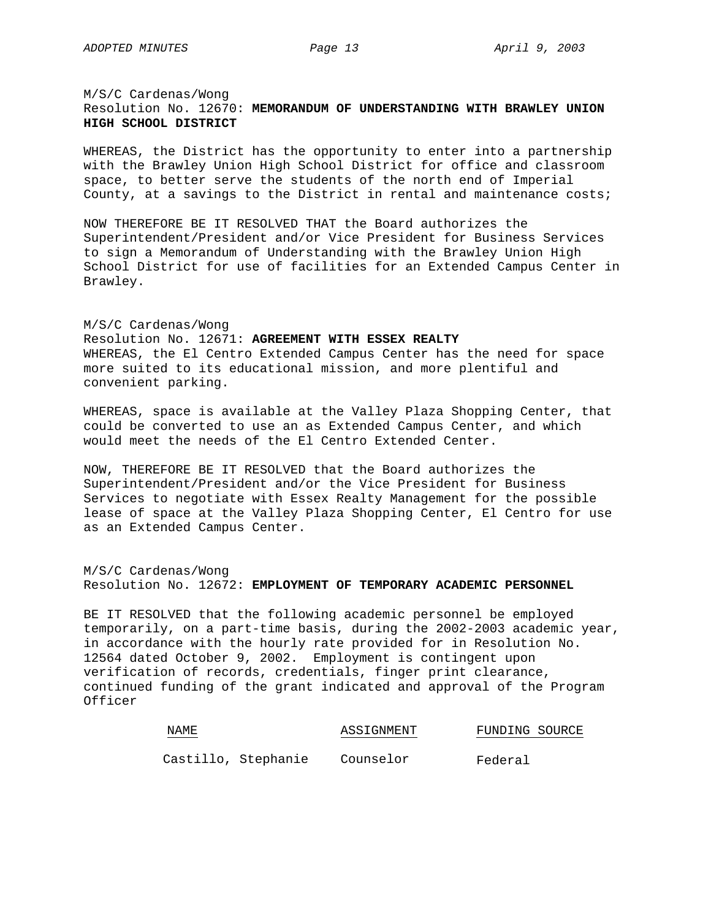M/S/C Cardenas/Wong
Resolution No. 12670: **MEMORANDUM OF UNDERSTANDING WITH BRAWLEY UNION HIGH SCHOOL DISTRICT**

WHEREAS, the District has the opportunity to enter into a partnership with the Brawley Union High School District for office and classroom space, to better serve the students of the north end of Imperial County, at a savings to the District in rental and maintenance costs;

NOW THEREFORE BE IT RESOLVED THAT the Board authorizes the Superintendent/President and/or Vice President for Business Services to sign a Memorandum of Understanding with the Brawley Union High School District for use of facilities for an Extended Campus Center in Brawley.

M/S/C Cardenas/Wong
Resolution No. 12671: **AGREEMENT WITH ESSEX REALTY**
WHEREAS, the El Centro Extended Campus Center has the need for space more suited to its educational mission, and more plentiful and convenient parking.

WHEREAS, space is available at the Valley Plaza Shopping Center, that could be converted to use an as Extended Campus Center, and which would meet the needs of the El Centro Extended Center.

NOW, THEREFORE BE IT RESOLVED that the Board authorizes the Superintendent/President and/or the Vice President for Business Services to negotiate with Essex Realty Management for the possible lease of space at the Valley Plaza Shopping Center, El Centro for use as an Extended Campus Center.

M/S/C Cardenas/Wong
Resolution No. 12672: **EMPLOYMENT OF TEMPORARY ACADEMIC PERSONNEL**

BE IT RESOLVED that the following academic personnel be employed temporarily, on a part-time basis, during the 2002-2003 academic year, in accordance with the hourly rate provided for in Resolution No. 12564 dated October 9, 2002. Employment is contingent upon verification of records, credentials, finger print clearance, continued funding of the grant indicated and approval of the Program Officer

| NAME | ASSIGNMENT | FUNDING SOURCE |
| --- | --- | --- |
| Castillo, Stephanie | Counselor | Federal |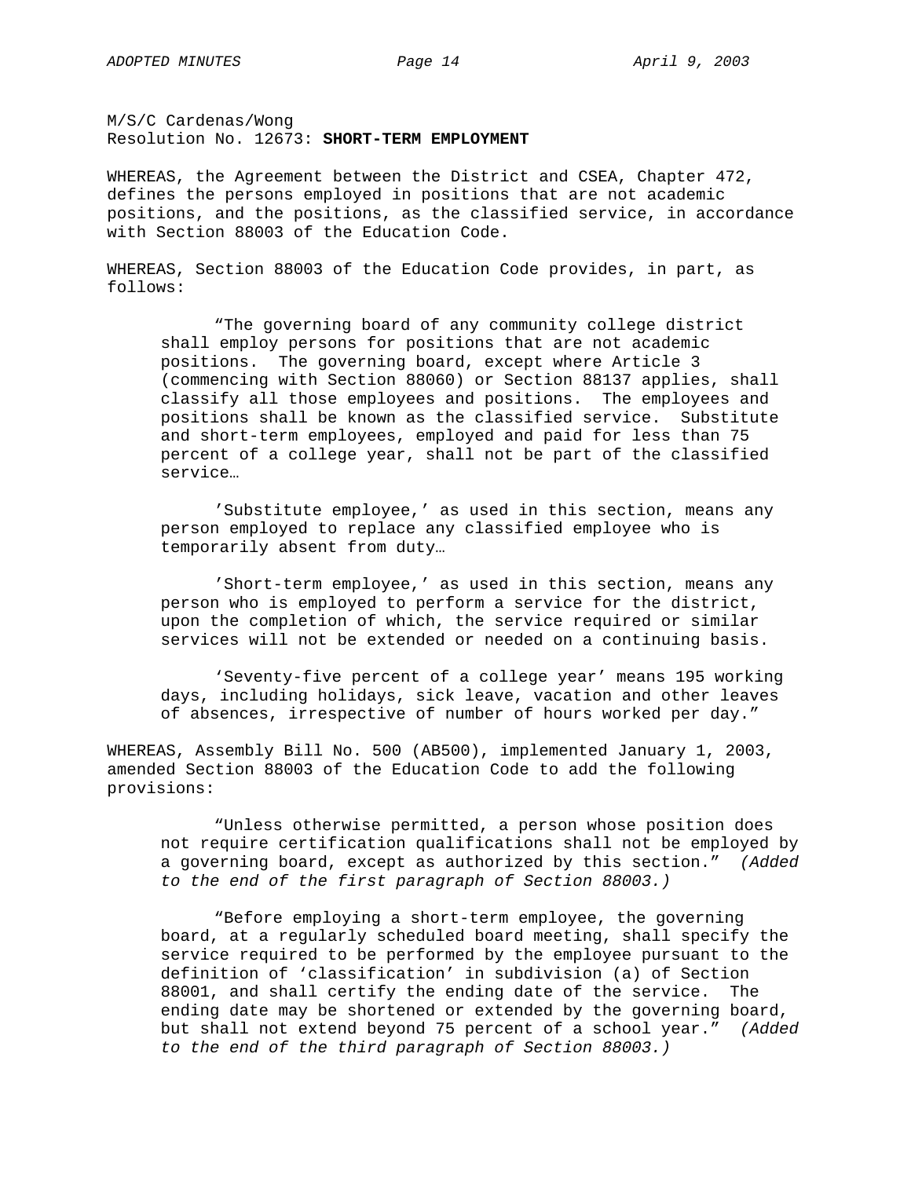M/S/C Cardenas/Wong
Resolution No. 12673: **SHORT-TERM EMPLOYMENT**

WHEREAS, the Agreement between the District and CSEA, Chapter 472, defines the persons employed in positions that are not academic positions, and the positions, as the classified service, in accordance with Section 88003 of the Education Code.

WHEREAS, Section 88003 of the Education Code provides, in part, as follows:

> "The governing board of any community college district shall employ persons for positions that are not academic positions. The governing board, except where Article 3 (commencing with Section 88060) or Section 88137 applies, shall classify all those employees and positions. The employees and positions shall be known as the classified service. Substitute and short-term employees, employed and paid for less than 75 percent of a college year, shall not be part of the classified service…
>
> 'Substitute employee,' as used in this section, means any person employed to replace any classified employee who is temporarily absent from duty…
>
> 'Short-term employee,' as used in this section, means any person who is employed to perform a service for the district, upon the completion of which, the service required or similar services will not be extended or needed on a continuing basis.
>
> 'Seventy-five percent of a college year' means 195 working days, including holidays, sick leave, vacation and other leaves of absences, irrespective of number of hours worked per day."

WHEREAS, Assembly Bill No. 500 (AB500), implemented January 1, 2003, amended Section 88003 of the Education Code to add the following provisions:

> "Unless otherwise permitted, a person whose position does not require certification qualifications shall not be employed by a governing board, except as authorized by this section." *(Added to the end of the first paragraph of Section 88003.)*
>
> "Before employing a short-term employee, the governing board, at a regularly scheduled board meeting, shall specify the service required to be performed by the employee pursuant to the definition of 'classification' in subdivision (a) of Section 88001, and shall certify the ending date of the service. The ending date may be shortened or extended by the governing board, but shall not extend beyond 75 percent of a school year." *(Added to the end of the third paragraph of Section 88003.)*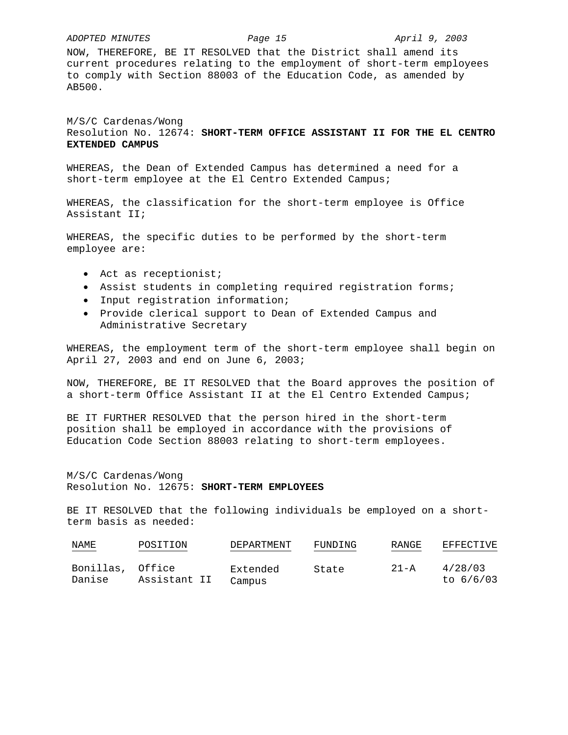NOW, THEREFORE, BE IT RESOLVED that the District shall amend its current procedures relating to the employment of short-term employees to comply with Section 88003 of the Education Code, as amended by AB500.

M/S/C Cardenas/Wong
Resolution No. 12674: **SHORT-TERM OFFICE ASSISTANT II FOR THE EL CENTRO EXTENDED CAMPUS**

WHEREAS, the Dean of Extended Campus has determined a need for a short-term employee at the El Centro Extended Campus;

WHEREAS, the classification for the short-term employee is Office Assistant II;

WHEREAS, the specific duties to be performed by the short-term employee are:

- Act as receptionist;
- Assist students in completing required registration forms;
- Input registration information;
- Provide clerical support to Dean of Extended Campus and Administrative Secretary

WHEREAS, the employment term of the short-term employee shall begin on April 27, 2003 and end on June 6, 2003;

NOW, THEREFORE, BE IT RESOLVED that the Board approves the position of a short-term Office Assistant II at the El Centro Extended Campus;

BE IT FURTHER RESOLVED that the person hired in the short-term position shall be employed in accordance with the provisions of Education Code Section 88003 relating to short-term employees.

M/S/C Cardenas/Wong
Resolution No. 12675: **SHORT-TERM EMPLOYEES**

BE IT RESOLVED that the following individuals be employed on a short-term basis as needed:

| NAME | POSITION | DEPARTMENT | FUNDING | RANGE | EFFECTIVE |
|---|---|---|---|---|---|
| Bonillas, Danise | Office Assistant II | Extended Campus | State | 21-A | 4/28/03 to 6/6/03 |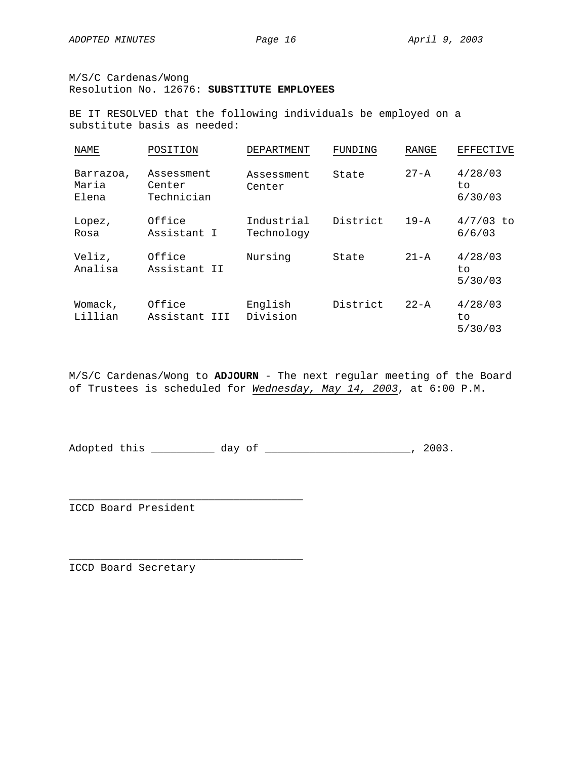M/S/C Cardenas/Wong
Resolution No. 12676: **SUBSTITUTE EMPLOYEES**

BE IT RESOLVED that the following individuals be employed on a substitute basis as needed:

| NAME | POSITION | DEPARTMENT | FUNDING | RANGE | EFFECTIVE |
|---|---|---|---|---|---|
| Barrazoa, Maria Elena | Assessment Center Technician | Assessment Center | State | 27-A | 4/28/03 to 6/30/03 |
| Lopez, Rosa | Office Assistant I | Industrial Technology | District | 19-A | 4/7/03 to 6/6/03 |
| Veliz, Analisa | Office Assistant II | Nursing | State | 21-A | 4/28/03 to 5/30/03 |
| Womack, Lillian | Office Assistant III | English Division | District | 22-A | 4/28/03 to 5/30/03 |

M/S/C Cardenas/Wong to **ADJOURN** - The next regular meeting of the Board of Trustees is scheduled for *Wednesday, May 14, 2003*, at 6:00 P.M.

Adopted this __________ day of ______________________, 2003.

_____________________________________
ICCD Board President

_____________________________________
ICCD Board Secretary